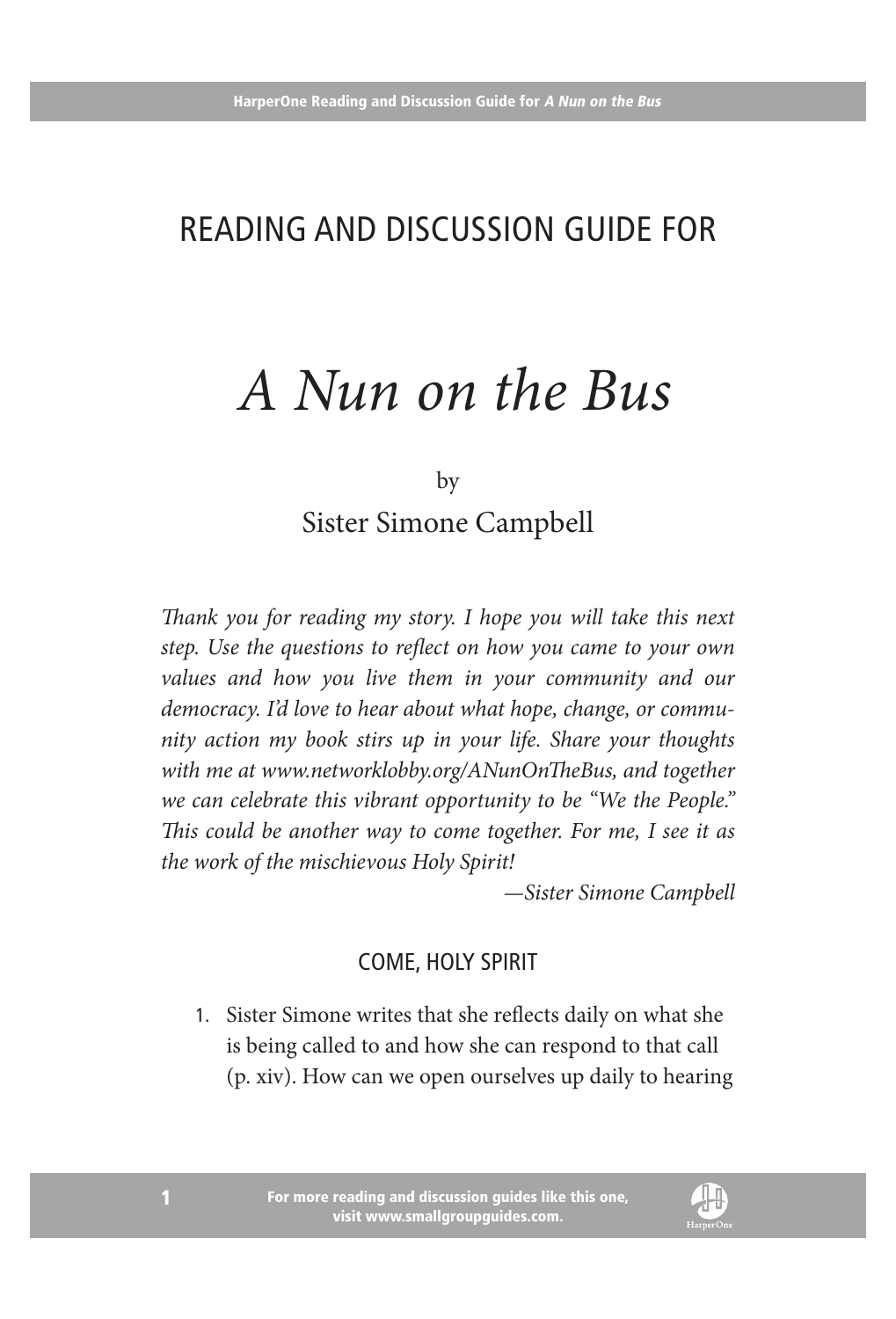# READING AND DISCUSSION GUIDE FOR

# *A Nun on the Bus*

by

Sister Simone Campbell

*Thank you for reading my story. I hope you will take this next step. Use the questions to reflect on how you came to your own values and how you live them in your community and our democracy. I'd love to hear about what hope, change, or community action my book stirs up in your life. Share your thoughts with me at www.networklobby.org/ANunOnTheBus, and together we can celebrate this vibrant opportunity to be "We the People." This could be another way to come together. For me, I see it as the work of the mischievous Holy Spirit!*

*—Sister Simone Campbell*

## COME, HOLY SPIRIT

1. Sister Simone writes that she reflects daily on what she is being called to and how she can respond to that call (p. xiv). How can we open ourselves up daily to hearing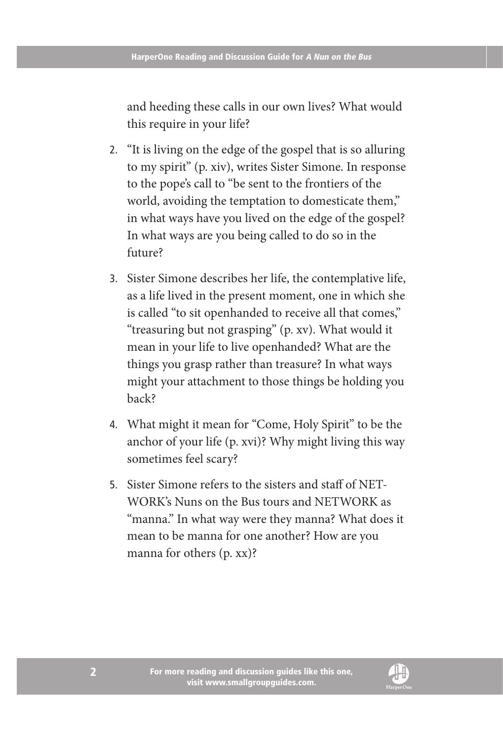and heeding these calls in our own lives? What would this require in your life?

2. "It is living on the edge of the gospel that is so alluring to my spirit" (p. xiv), writes Sister Simone. In response to the pope's call to "be sent to the frontiers of the world, avoiding the temptation to domesticate them," in what ways have you lived on the edge of the gospel? In what ways are you being called to do so in the future?

3. Sister Simone describes her life, the contemplative life, as a life lived in the present moment, one in which she is called "to sit openhanded to receive all that comes," "treasuring but not grasping" (p. xv). What would it mean in your life to live openhanded? What are the things you grasp rather than treasure? In what ways might your attachment to those things be holding you back?

4. What might it mean for "Come, Holy Spirit" to be the anchor of your life (p. xvi)? Why might living this way sometimes feel scary?

5. Sister Simone refers to the sisters and staff of NETWORK's Nuns on the Bus tours and NETWORK as "manna." In what way were they manna? What does it mean to be manna for one another? How are you manna for others (p. xx)?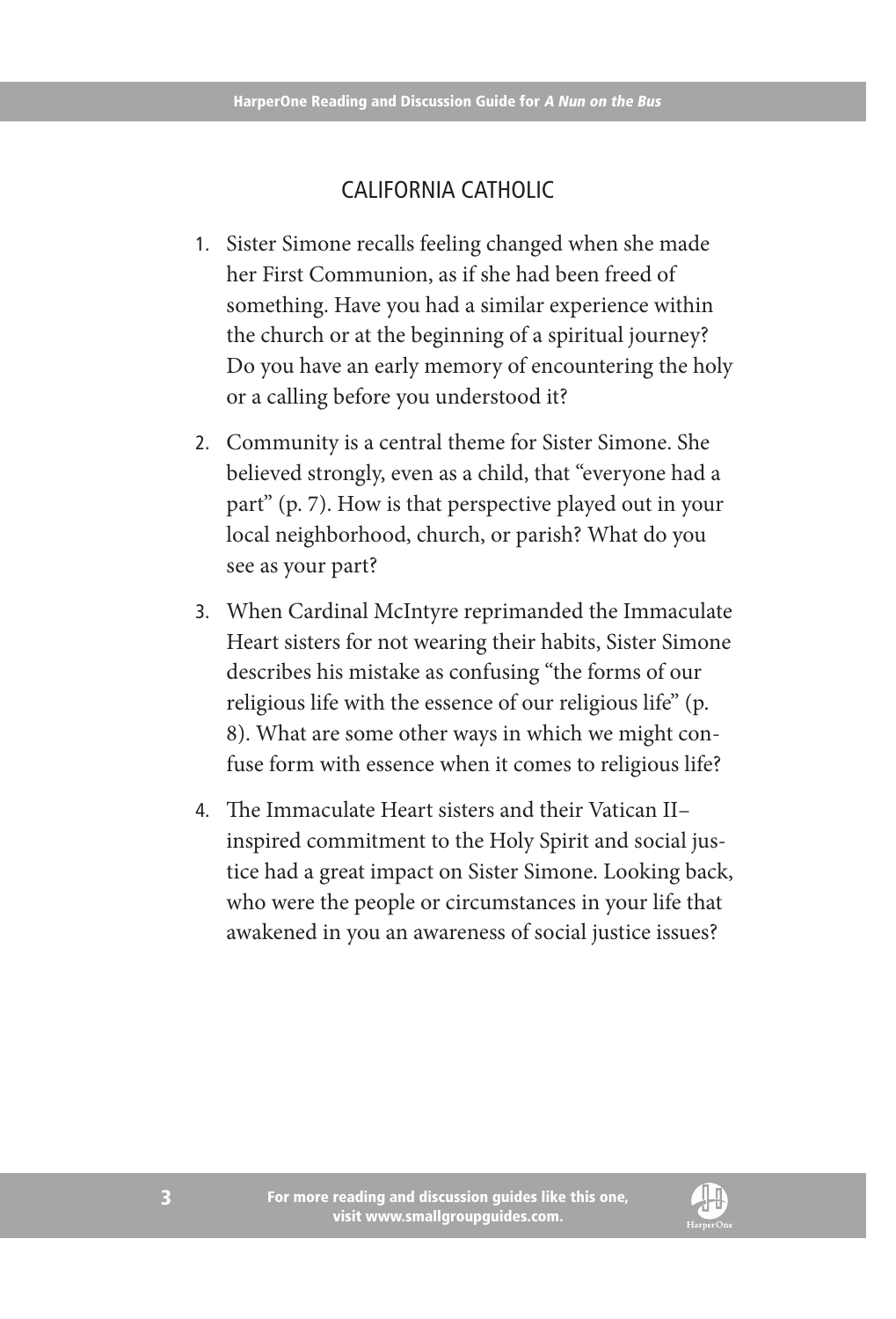## CALIFORNIA CATHOLIC

1. Sister Simone recalls feeling changed when she made her First Communion, as if she had been freed of something. Have you had a similar experience within the church or at the beginning of a spiritual journey? Do you have an early memory of encountering the holy or a calling before you understood it?

2. Community is a central theme for Sister Simone. She believed strongly, even as a child, that "everyone had a part" (p. 7). How is that perspective played out in your local neighborhood, church, or parish? What do you see as your part?

3. When Cardinal McIntyre reprimanded the Immaculate Heart sisters for not wearing their habits, Sister Simone describes his mistake as confusing "the forms of our religious life with the essence of our religious life" (p. 8). What are some other ways in which we might confuse form with essence when it comes to religious life?

4. The Immaculate Heart sisters and their Vatican II–inspired commitment to the Holy Spirit and social justice had a great impact on Sister Simone. Looking back, who were the people or circumstances in your life that awakened in you an awareness of social justice issues?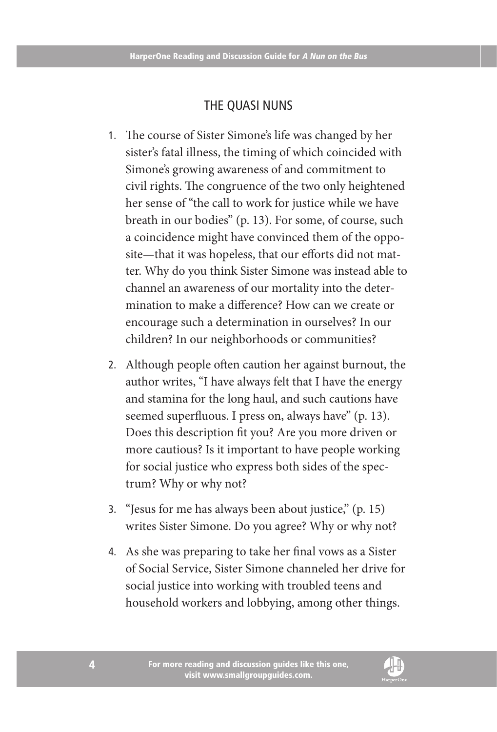## THE QUASI NUNS

1. The course of Sister Simone's life was changed by her sister's fatal illness, the timing of which coincided with Simone's growing awareness of and commitment to civil rights. The congruence of the two only heightened her sense of "the call to work for justice while we have breath in our bodies" (p. 13). For some, of course, such a coincidence might have convinced them of the opposite—that it was hopeless, that our efforts did not matter. Why do you think Sister Simone was instead able to channel an awareness of our mortality into the determination to make a difference? How can we create or encourage such a determination in ourselves? In our children? In our neighborhoods or communities?

2. Although people often caution her against burnout, the author writes, "I have always felt that I have the energy and stamina for the long haul, and such cautions have seemed superfluous. I press on, always have" (p. 13). Does this description fit you? Are you more driven or more cautious? Is it important to have people working for social justice who express both sides of the spectrum? Why or why not?

3. "Jesus for me has always been about justice," (p. 15) writes Sister Simone. Do you agree? Why or why not?

4. As she was preparing to take her final vows as a Sister of Social Service, Sister Simone channeled her drive for social justice into working with troubled teens and household workers and lobbying, among other things.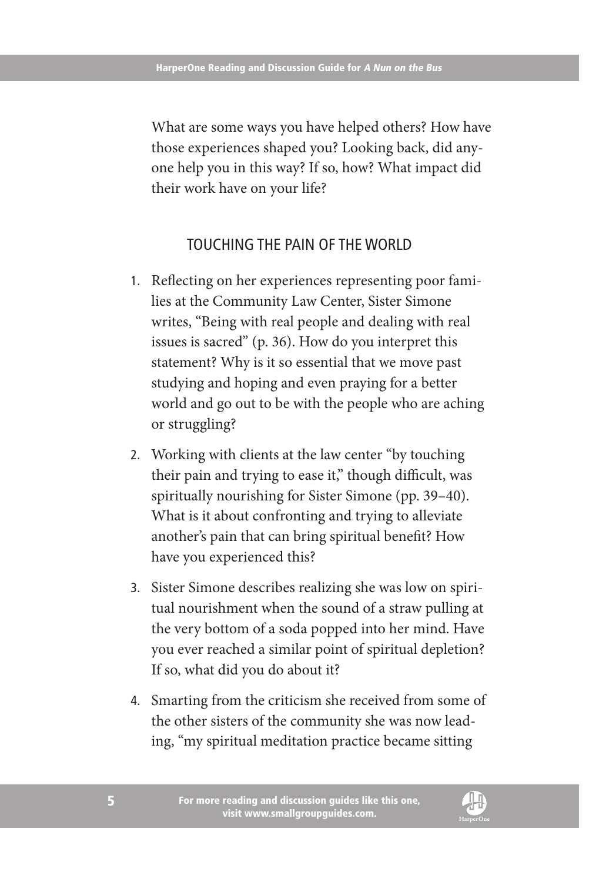What are some ways you have helped others? How have those experiences shaped you? Looking back, did anyone help you in this way? If so, how? What impact did their work have on your life?

## TOUCHING THE PAIN OF THE WORLD

1. Reflecting on her experiences representing poor families at the Community Law Center, Sister Simone writes, "Being with real people and dealing with real issues is sacred" (p. 36). How do you interpret this statement? Why is it so essential that we move past studying and hoping and even praying for a better world and go out to be with the people who are aching or struggling?
2. Working with clients at the law center "by touching their pain and trying to ease it," though difficult, was spiritually nourishing for Sister Simone (pp. 39–40). What is it about confronting and trying to alleviate another's pain that can bring spiritual benefit? How have you experienced this?
3. Sister Simone describes realizing she was low on spiritual nourishment when the sound of a straw pulling at the very bottom of a soda popped into her mind. Have you ever reached a similar point of spiritual depletion? If so, what did you do about it?
4. Smarting from the criticism she received from some of the other sisters of the community she was now leading, "my spiritual meditation practice became sitting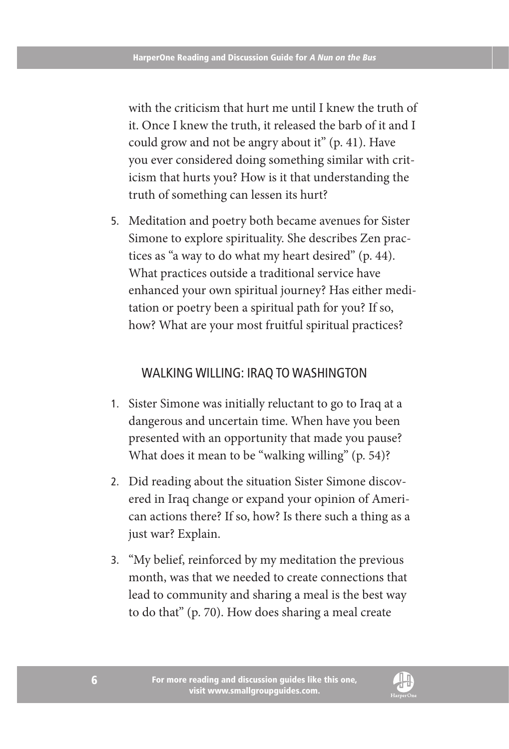with the criticism that hurt me until I knew the truth of it. Once I knew the truth, it released the barb of it and I could grow and not be angry about it" (p. 41). Have you ever considered doing something similar with criticism that hurts you? How is it that understanding the truth of something can lessen its hurt?

5. Meditation and poetry both became avenues for Sister Simone to explore spirituality. She describes Zen practices as "a way to do what my heart desired" (p. 44). What practices outside a traditional service have enhanced your own spiritual journey? Has either meditation or poetry been a spiritual path for you? If so, how? What are your most fruitful spiritual practices?

## WALKING WILLING: IRAQ TO WASHINGTON

1. Sister Simone was initially reluctant to go to Iraq at a dangerous and uncertain time. When have you been presented with an opportunity that made you pause? What does it mean to be "walking willing" (p. 54)?

2. Did reading about the situation Sister Simone discovered in Iraq change or expand your opinion of American actions there? If so, how? Is there such a thing as a just war? Explain.

3. "My belief, reinforced by my meditation the previous month, was that we needed to create connections that lead to community and sharing a meal is the best way to do that" (p. 70). How does sharing a meal create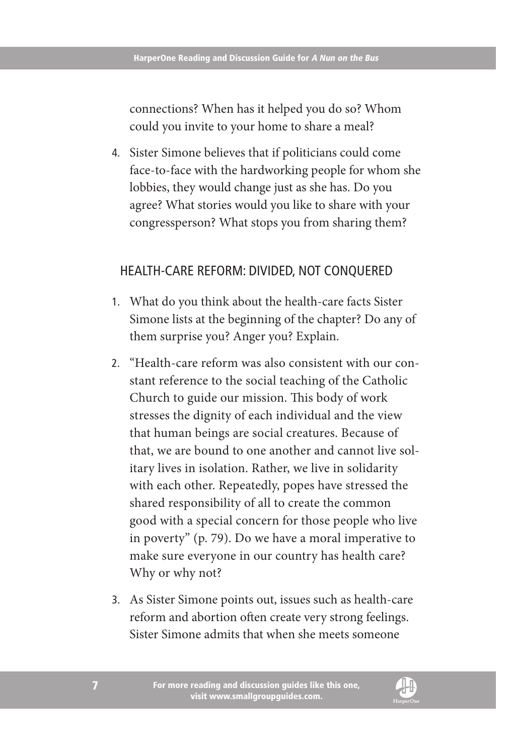connections? When has it helped you do so? Whom could you invite to your home to share a meal?

4. Sister Simone believes that if politicians could come face-to-face with the hardworking people for whom she lobbies, they would change just as she has. Do you agree? What stories would you like to share with your congressperson? What stops you from sharing them?

## HEALTH-CARE REFORM: DIVIDED, NOT CONQUERED

1. What do you think about the health-care facts Sister Simone lists at the beginning of the chapter? Do any of them surprise you? Anger you? Explain.
2. "Health-care reform was also consistent with our constant reference to the social teaching of the Catholic Church to guide our mission. This body of work stresses the dignity of each individual and the view that human beings are social creatures. Because of that, we are bound to one another and cannot live solitary lives in isolation. Rather, we live in solidarity with each other. Repeatedly, popes have stressed the shared responsibility of all to create the common good with a special concern for those people who live in poverty" (p. 79). Do we have a moral imperative to make sure everyone in our country has health care? Why or why not?
3. As Sister Simone points out, issues such as health-care reform and abortion often create very strong feelings. Sister Simone admits that when she meets someone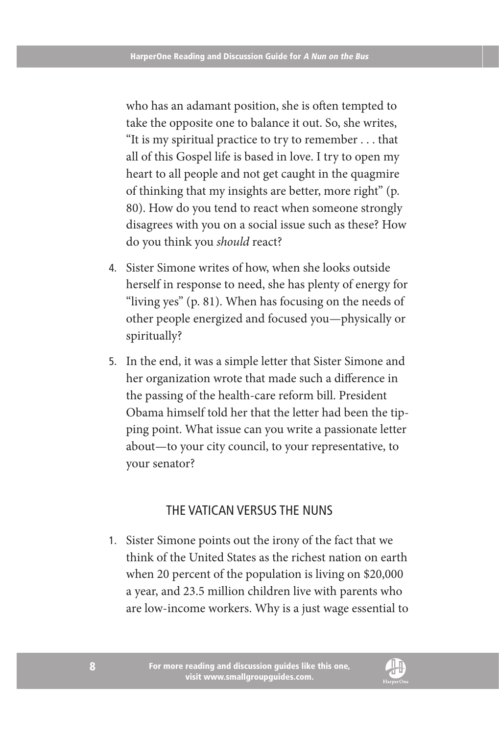who has an adamant position, she is often tempted to take the opposite one to balance it out. So, she writes, "It is my spiritual practice to try to remember . . . that all of this Gospel life is based in love. I try to open my heart to all people and not get caught in the quagmire of thinking that my insights are better, more right" (p. 80). How do you tend to react when someone strongly disagrees with you on a social issue such as these? How do you think you *should* react?

4. Sister Simone writes of how, when she looks outside herself in response to need, she has plenty of energy for "living yes" (p. 81). When has focusing on the needs of other people energized and focused you—physically or spiritually?

5. In the end, it was a simple letter that Sister Simone and her organization wrote that made such a difference in the passing of the health-care reform bill. President Obama himself told her that the letter had been the tipping point. What issue can you write a passionate letter about—to your city council, to your representative, to your senator?

## THE VATICAN VERSUS THE NUNS

1. Sister Simone points out the irony of the fact that we think of the United States as the richest nation on earth when 20 percent of the population is living on $20,000 a year, and 23.5 million children live with parents who are low-income workers. Why is a just wage essential to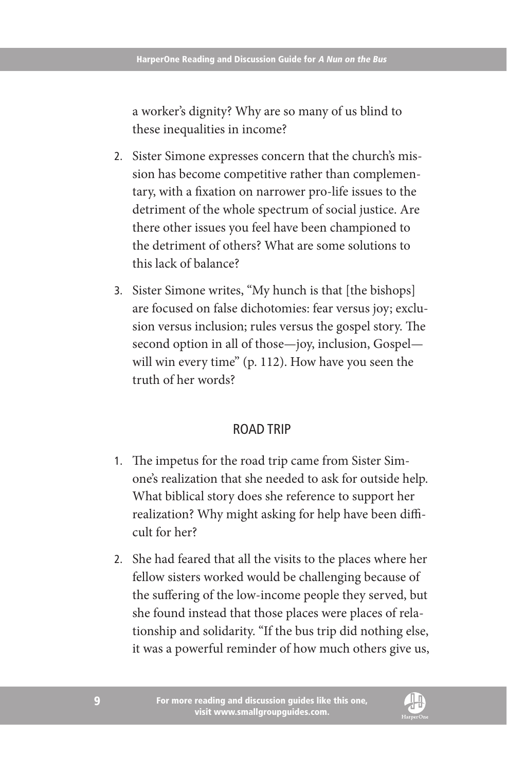a worker's dignity? Why are so many of us blind to these inequalities in income?

2. Sister Simone expresses concern that the church's mission has become competitive rather than complementary, with a fixation on narrower pro-life issues to the detriment of the whole spectrum of social justice. Are there other issues you feel have been championed to the detriment of others? What are some solutions to this lack of balance?

3. Sister Simone writes, "My hunch is that [the bishops] are focused on false dichotomies: fear versus joy; exclusion versus inclusion; rules versus the gospel story. The second option in all of those—joy, inclusion, Gospel—will win every time" (p. 112). How have you seen the truth of her words?

## ROAD TRIP

1. The impetus for the road trip came from Sister Simone's realization that she needed to ask for outside help. What biblical story does she reference to support her realization? Why might asking for help have been difficult for her?

2. She had feared that all the visits to the places where her fellow sisters worked would be challenging because of the suffering of the low-income people they served, but she found instead that those places were places of relationship and solidarity. "If the bus trip did nothing else, it was a powerful reminder of how much others give us,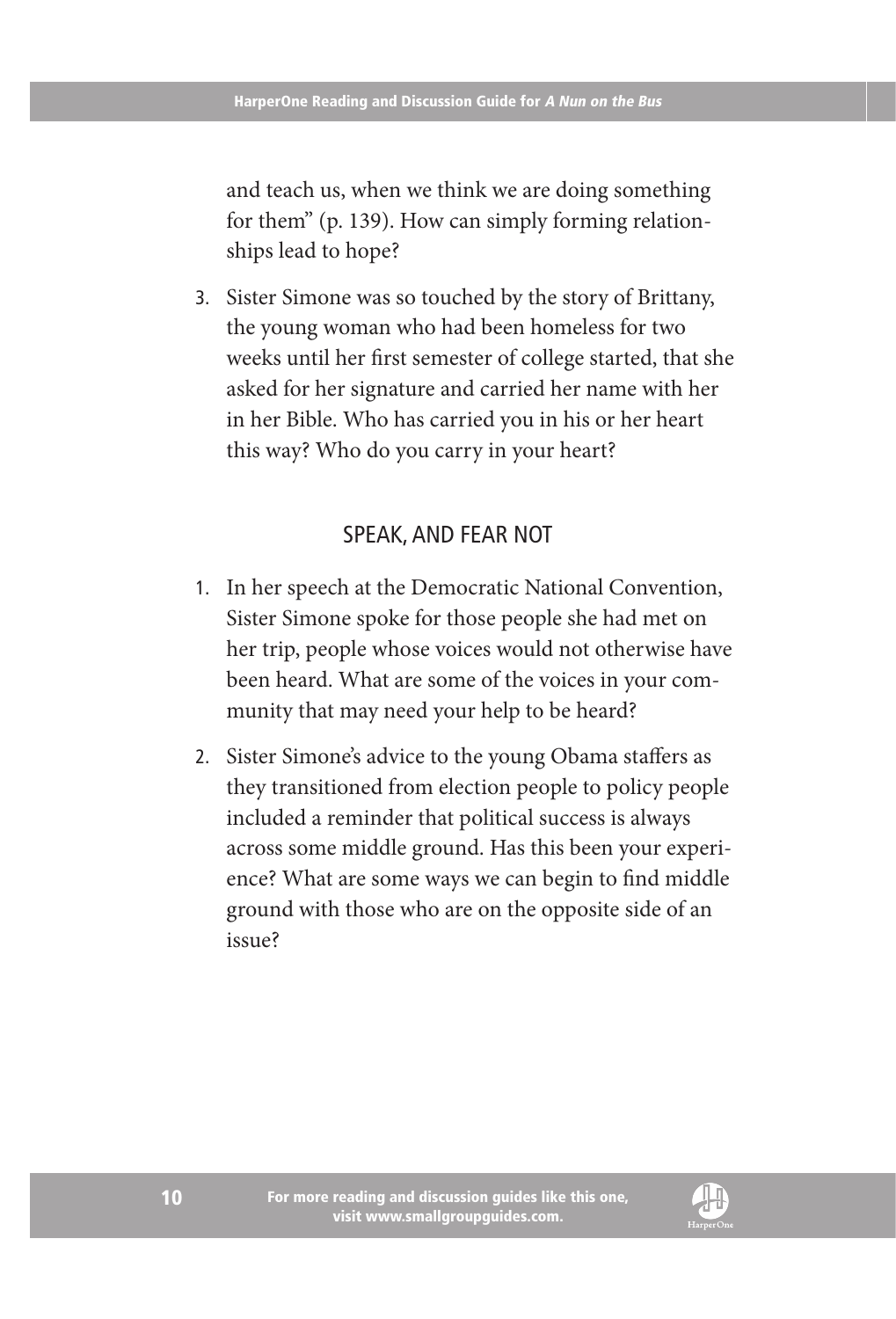and teach us, when we think we are doing something for them" (p. 139). How can simply forming relationships lead to hope?

3. Sister Simone was so touched by the story of Brittany, the young woman who had been homeless for two weeks until her first semester of college started, that she asked for her signature and carried her name with her in her Bible. Who has carried you in his or her heart this way? Who do you carry in your heart?

## SPEAK, AND FEAR NOT

1. In her speech at the Democratic National Convention, Sister Simone spoke for those people she had met on her trip, people whose voices would not otherwise have been heard. What are some of the voices in your community that may need your help to be heard?
2. Sister Simone's advice to the young Obama staffers as they transitioned from election people to policy people included a reminder that political success is always across some middle ground. Has this been your experience? What are some ways we can begin to find middle ground with those who are on the opposite side of an issue?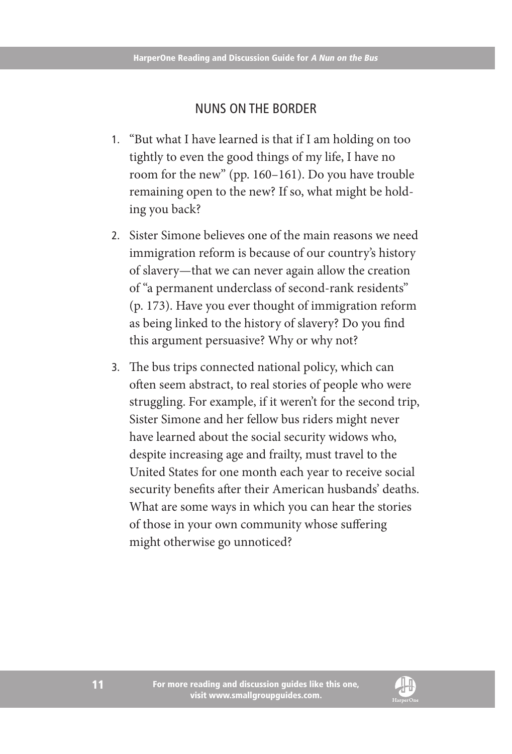## NUNS ON THE BORDER

1. "But what I have learned is that if I am holding on too tightly to even the good things of my life, I have no room for the new" (pp. 160–161). Do you have trouble remaining open to the new? If so, what might be holding you back?

2. Sister Simone believes one of the main reasons we need immigration reform is because of our country's history of slavery—that we can never again allow the creation of "a permanent underclass of second-rank residents" (p. 173). Have you ever thought of immigration reform as being linked to the history of slavery? Do you find this argument persuasive? Why or why not?

3. The bus trips connected national policy, which can often seem abstract, to real stories of people who were struggling. For example, if it weren't for the second trip, Sister Simone and her fellow bus riders might never have learned about the social security widows who, despite increasing age and frailty, must travel to the United States for one month each year to receive social security benefits after their American husbands' deaths. What are some ways in which you can hear the stories of those in your own community whose suffering might otherwise go unnoticed?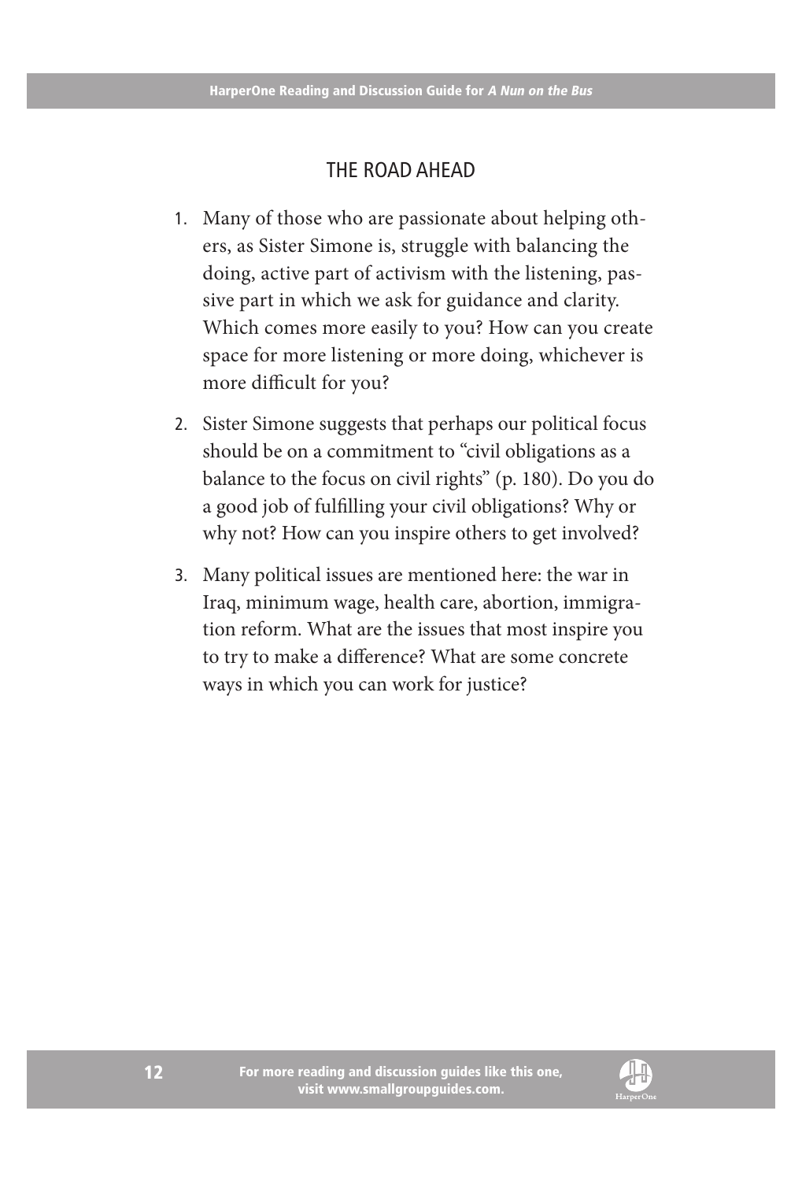## THE ROAD AHEAD

1. Many of those who are passionate about helping others, as Sister Simone is, struggle with balancing the doing, active part of activism with the listening, passive part in which we ask for guidance and clarity. Which comes more easily to you? How can you create space for more listening or more doing, whichever is more difficult for you?

2. Sister Simone suggests that perhaps our political focus should be on a commitment to "civil obligations as a balance to the focus on civil rights" (p. 180). Do you do a good job of fulfilling your civil obligations? Why or why not? How can you inspire others to get involved?

3. Many political issues are mentioned here: the war in Iraq, minimum wage, health care, abortion, immigration reform. What are the issues that most inspire you to try to make a difference? What are some concrete ways in which you can work for justice?